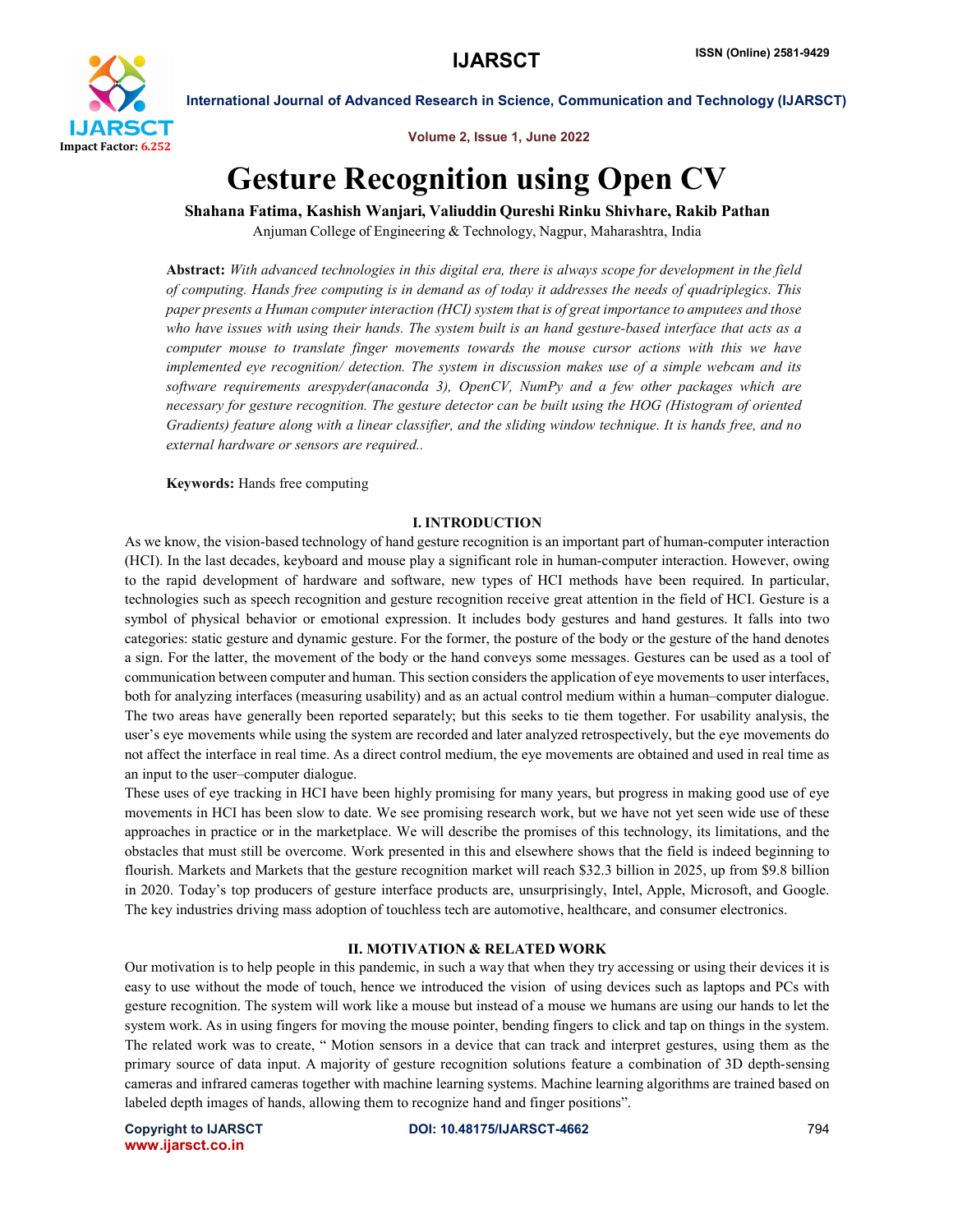# Gesture Recognition using Open CV

**Shahana Fatima, Kashish Wanjari, Valiuddin Qureshi Rinku Shivhare, Rakib Pathan**

Anjuman College of Engineering & Technology, Nagpur, Maharashtra, India

**Abstract:** *With advanced technologies in this digital era, there is always scope for development in the field of computing. Hands free computing is in demand as of today it addresses the needs of quadriplegics. This paper presents a Human computer interaction (HCI) system that is of great importance to amputees and those who have issues with using their hands. The system built is an hand gesture-based interface that acts as a computer mouse to translate finger movements towards the mouse cursor actions with this we have implemented eye recognition/ detection. The system in discussion makes use of a simple webcam and its software requirements arespyder(anaconda 3), OpenCV, NumPy and a few other packages which are necessary for gesture recognition. The gesture detector can be built using the HOG (Histogram of oriented Gradients) feature along with a linear classifier, and the sliding window technique. It is hands free, and no external hardware or sensors are required..*

**Keywords:** Hands free computing

## I. INTRODUCTION

As we know, the vision-based technology of hand gesture recognition is an important part of human-computer interaction (HCI). In the last decades, keyboard and mouse play a significant role in human-computer interaction. However, owing to the rapid development of hardware and software, new types of HCI methods have been required. In particular, technologies such as speech recognition and gesture recognition receive great attention in the field of HCI. Gesture is a symbol of physical behavior or emotional expression. It includes body gestures and hand gestures. It falls into two categories: static gesture and dynamic gesture. For the former, the posture of the body or the gesture of the hand denotes a sign. For the latter, the movement of the body or the hand conveys some messages. Gestures can be used as a tool of communication between computer and human. This section considers the application of eye movements to user interfaces, both for analyzing interfaces (measuring usability) and as an actual control medium within a human–computer dialogue. The two areas have generally been reported separately; but this seeks to tie them together. For usability analysis, the user's eye movements while using the system are recorded and later analyzed retrospectively, but the eye movements do not affect the interface in real time. As a direct control medium, the eye movements are obtained and used in real time as an input to the user–computer dialogue.

These uses of eye tracking in HCI have been highly promising for many years, but progress in making good use of eye movements in HCI has been slow to date. We see promising research work, but we have not yet seen wide use of these approaches in practice or in the marketplace. We will describe the promises of this technology, its limitations, and the obstacles that must still be overcome. Work presented in this and elsewhere shows that the field is indeed beginning to flourish. Markets and Markets that the gesture recognition market will reach $32.3 billion in 2025, up from $9.8 billion in 2020. Today's top producers of gesture interface products are, unsurprisingly, Intel, Apple, Microsoft, and Google. The key industries driving mass adoption of touchless tech are automotive, healthcare, and consumer electronics.

## II. MOTIVATION & RELATED WORK

Our motivation is to help people in this pandemic, in such a way that when they try accessing or using their devices it is easy to use without the mode of touch, hence we introduced the vision of using devices such as laptops and PCs with gesture recognition. The system will work like a mouse but instead of a mouse we humans are using our hands to let the system work. As in using fingers for moving the mouse pointer, bending fingers to click and tap on things in the system. The related work was to create, " Motion sensors in a device that can track and interpret gestures, using them as the primary source of data input. A majority of gesture recognition solutions feature a combination of 3D depth-sensing cameras and infrared cameras together with machine learning systems. Machine learning algorithms are trained based on labeled depth images of hands, allowing them to recognize hand and finger positions".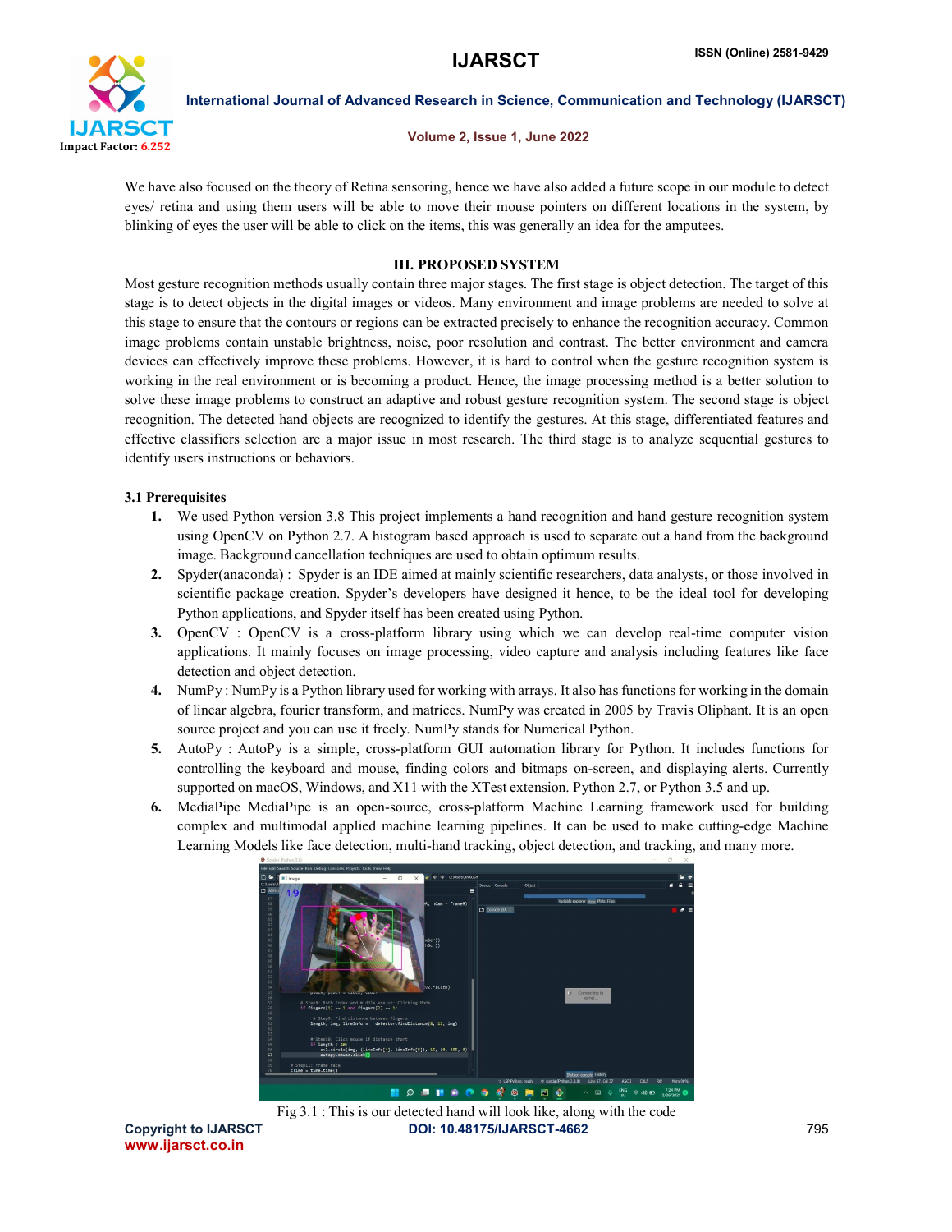We have also focused on the theory of Retina sensoring, hence we have also added a future scope in our module to detect eyes/ retina and using them users will be able to move their mouse pointers on different locations in the system, by blinking of eyes the user will be able to click on the items, this was generally an idea for the amputees.

## III. PROPOSED SYSTEM

Most gesture recognition methods usually contain three major stages. The first stage is object detection. The target of this stage is to detect objects in the digital images or videos. Many environment and image problems are needed to solve at this stage to ensure that the contours or regions can be extracted precisely to enhance the recognition accuracy. Common image problems contain unstable brightness, noise, poor resolution and contrast. The better environment and camera devices can effectively improve these problems. However, it is hard to control when the gesture recognition system is working in the real environment or is becoming a product. Hence, the image processing method is a better solution to solve these image problems to construct an adaptive and robust gesture recognition system. The second stage is object recognition. The detected hand objects are recognized to identify the gestures. At this stage, differentiated features and effective classifiers selection are a major issue in most research. The third stage is to analyze sequential gestures to identify users instructions or behaviors.

### 3.1 Prerequisites

1. We used Python version 3.8 This project implements a hand recognition and hand gesture recognition system using OpenCV on Python 2.7. A histogram based approach is used to separate out a hand from the background image. Background cancellation techniques are used to obtain optimum results.
2. Spyder(anaconda) : Spyder is an IDE aimed at mainly scientific researchers, data analysts, or those involved in scientific package creation. Spyder's developers have designed it hence, to be the ideal tool for developing Python applications, and Spyder itself has been created using Python.
3. OpenCV : OpenCV is a cross-platform library using which we can develop real-time computer vision applications. It mainly focuses on image processing, video capture and analysis including features like face detection and object detection.
4. NumPy : NumPy is a Python library used for working with arrays. It also has functions for working in the domain of linear algebra, fourier transform, and matrices. NumPy was created in 2005 by Travis Oliphant. It is an open source project and you can use it freely. NumPy stands for Numerical Python.
5. AutoPy : AutoPy is a simple, cross-platform GUI automation library for Python. It includes functions for controlling the keyboard and mouse, finding colors and bitmaps on-screen, and displaying alerts. Currently supported on macOS, Windows, and X11 with the XTest extension. Python 2.7, or Python 3.5 and up.
6. MediaPipe MediaPipe is an open-source, cross-platform Machine Learning framework used for building complex and multimodal applied machine learning pipelines. It can be used to make cutting-edge Machine Learning Models like face detection, multi-hand tracking, object detection, and tracking, and many more.

Fig 3.1 : This is our detected hand will look like, along with the code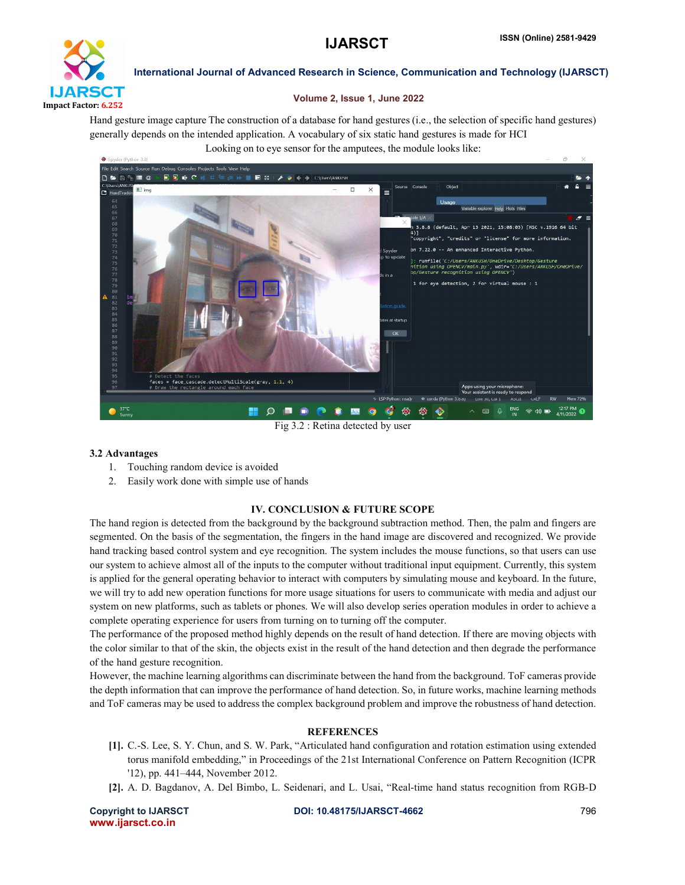Hand gesture image capture The construction of a database for hand gestures (i.e., the selection of specific hand gestures) generally depends on the intended application. A vocabulary of six static hand gestures is made for HCI

Looking on to eye sensor for the amputees, the module looks like:

Fig 3.2 : Retina detected by user

### 3.2 Advantages

1. Touching random device is avoided
2. Easily work done with simple use of hands

## IV. CONCLUSION & FUTURE SCOPE

The hand region is detected from the background by the background subtraction method. Then, the palm and fingers are segmented. On the basis of the segmentation, the fingers in the hand image are discovered and recognized. We provide hand tracking based control system and eye recognition. The system includes the mouse functions, so that users can use our system to achieve almost all of the inputs to the computer without traditional input equipment. Currently, this system is applied for the general operating behavior to interact with computers by simulating mouse and keyboard. In the future, we will try to add new operation functions for more usage situations for users to communicate with media and adjust our system on new platforms, such as tablets or phones. We will also develop series operation modules in order to achieve a complete operating experience for users from turning on to turning off the computer.

The performance of the proposed method highly depends on the result of hand detection. If there are moving objects with the color similar to that of the skin, the objects exist in the result of the hand detection and then degrade the performance of the hand gesture recognition.

However, the machine learning algorithms can discriminate between the hand from the background. ToF cameras provide the depth information that can improve the performance of hand detection. So, in future works, machine learning methods and ToF cameras may be used to address the complex background problem and improve the robustness of hand detection.

## REFERENCES

**[1].** C.-S. Lee, S. Y. Chun, and S. W. Park, "Articulated hand configuration and rotation estimation using extended torus manifold embedding," in Proceedings of the 21st International Conference on Pattern Recognition (ICPR '12), pp. 441–444, November 2012.

**[2].** A. D. Bagdanov, A. Del Bimbo, L. Seidenari, and L. Usai, "Real-time hand status recognition from RGB-D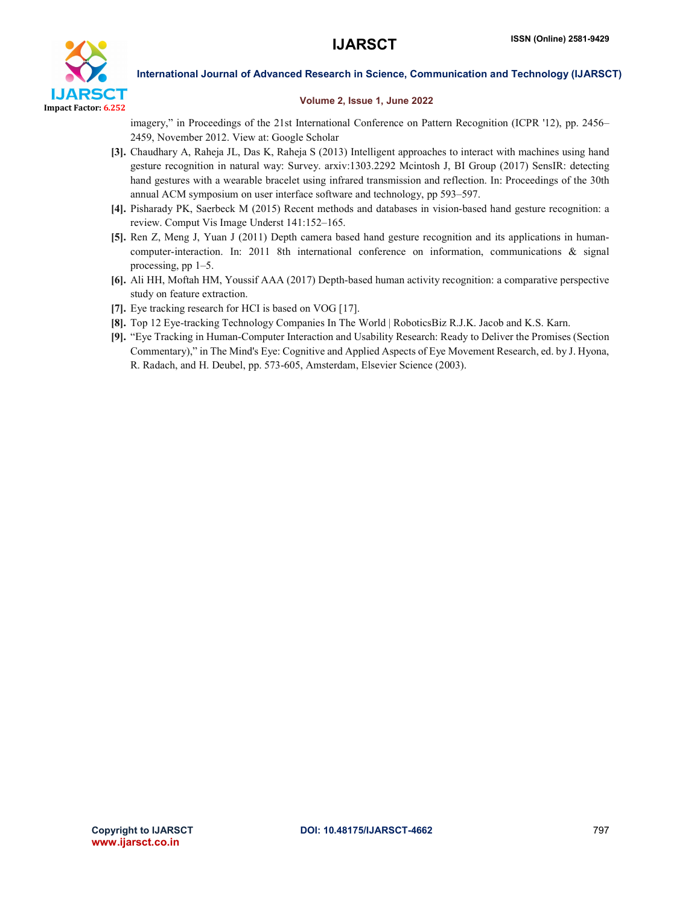imagery," in Proceedings of the 21st International Conference on Pattern Recognition (ICPR '12), pp. 2456–2459, November 2012. View at: Google Scholar

**[3].** Chaudhary A, Raheja JL, Das K, Raheja S (2013) Intelligent approaches to interact with machines using hand gesture recognition in natural way: Survey. arxiv:1303.2292 Mcintosh J, BI Group (2017) SensIR: detecting hand gestures with a wearable bracelet using infrared transmission and reflection. In: Proceedings of the 30th annual ACM symposium on user interface software and technology, pp 593–597.

**[4].** Pisharady PK, Saerbeck M (2015) Recent methods and databases in vision-based hand gesture recognition: a review. Comput Vis Image Underst 141:152–165.

**[5].** Ren Z, Meng J, Yuan J (2011) Depth camera based hand gesture recognition and its applications in human-computer-interaction. In: 2011 8th international conference on information, communications & signal processing, pp 1–5.

**[6].** Ali HH, Moftah HM, Youssif AAA (2017) Depth-based human activity recognition: a comparative perspective study on feature extraction.

**[7].** Eye tracking research for HCI is based on VOG [17].

**[8].** Top 12 Eye-tracking Technology Companies In The World | RoboticsBiz R.J.K. Jacob and K.S. Karn.

**[9].** "Eye Tracking in Human-Computer Interaction and Usability Research: Ready to Deliver the Promises (Section Commentary)," in The Mind's Eye: Cognitive and Applied Aspects of Eye Movement Research, ed. by J. Hyona, R. Radach, and H. Deubel, pp. 573-605, Amsterdam, Elsevier Science (2003).